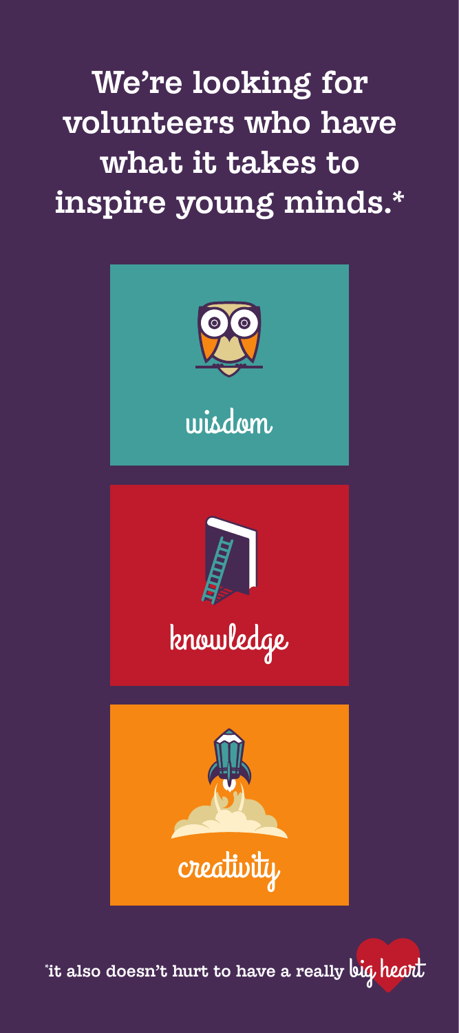# We're looking for volunteers who have what it takes to inspire young minds.*

wisdom

knowledge

creativity

*it also doesn't hurt to have a really big heart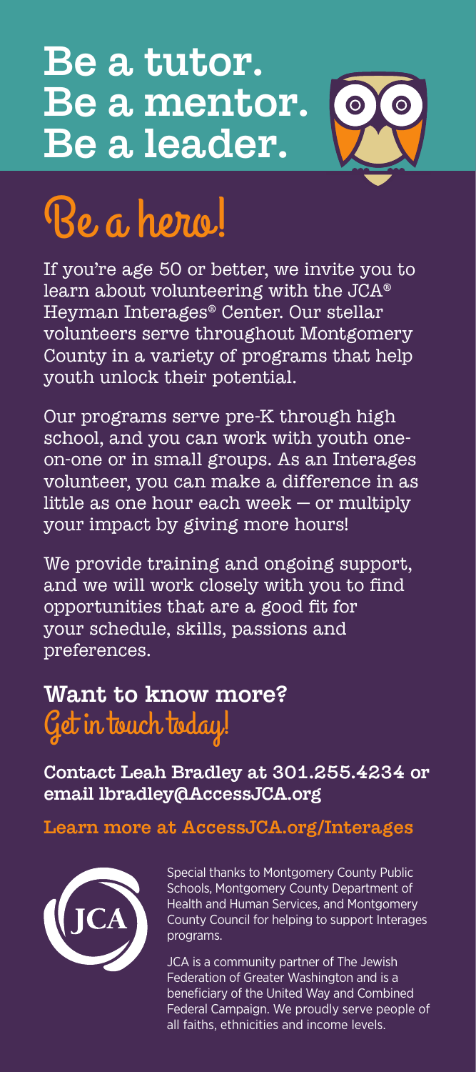# Be a tutor. Be a mentor. Be a leader.

# Be a hero!

If you're age 50 or better, we invite you to learn about volunteering with the JCA® Heyman Interages® Center. Our stellar volunteers serve throughout Montgomery County in a variety of programs that help youth unlock their potential.

Our programs serve pre-K through high school, and you can work with youth one-on-one or in small groups. As an Interages volunteer, you can make a difference in as little as one hour each week — or multiply your impact by giving more hours!

We provide training and ongoing support, and we will work closely with you to find opportunities that are a good fit for your schedule, skills, passions and preferences.

## Want to know more?

## Get in touch today!

**Contact Leah Bradley at 301.255.4234 or email lbradley@AccessJCA.org**

**Learn more at AccessJCA.org/Interages**

JCA

Special thanks to Montgomery County Public Schools, Montgomery County Department of Health and Human Services, and Montgomery County Council for helping to support Interages programs.

JCA is a community partner of The Jewish Federation of Greater Washington and is a beneficiary of the United Way and Combined Federal Campaign. We proudly serve people of all faiths, ethnicities and income levels.